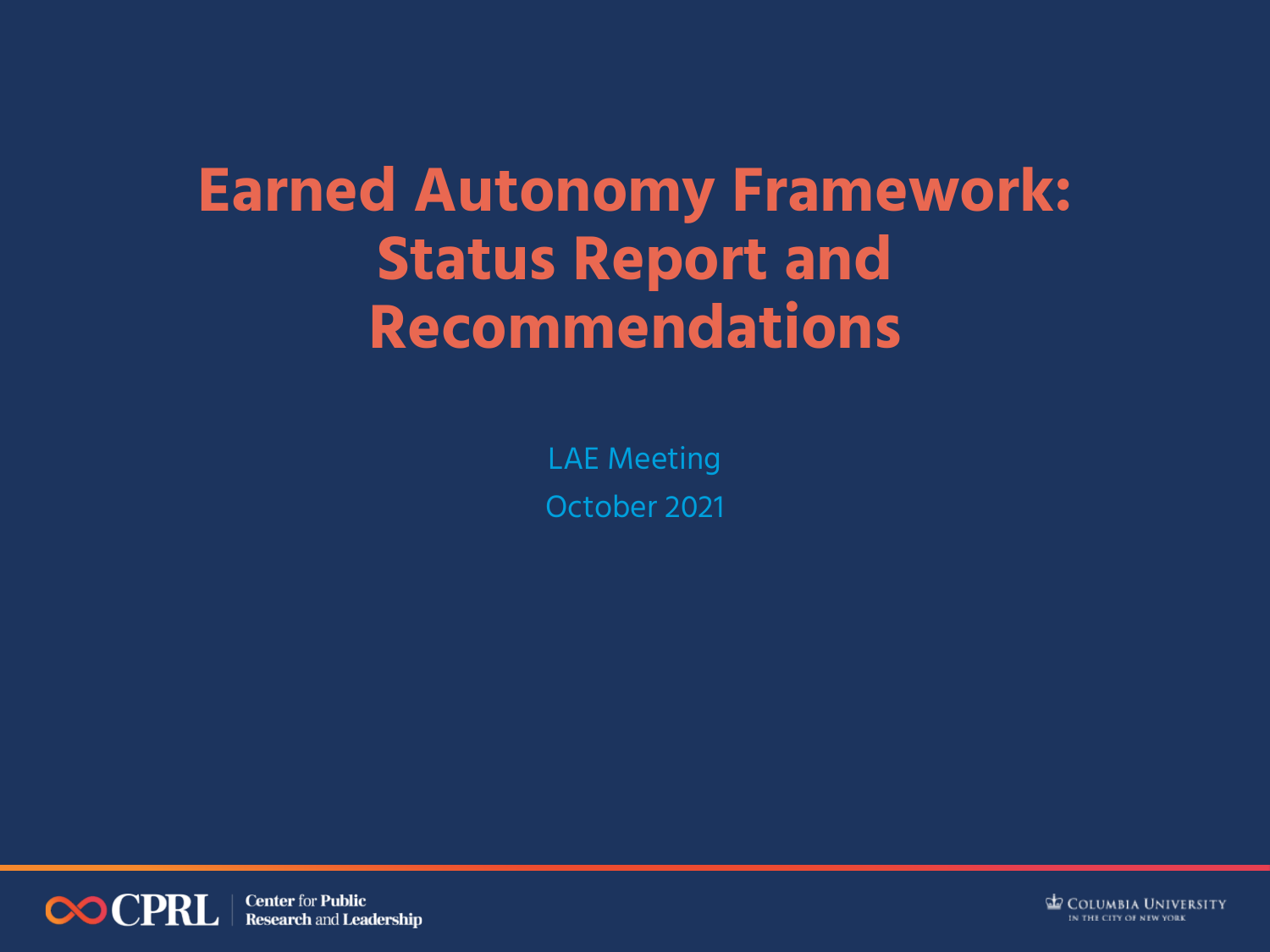# Earned Autonomy Framework: Status Report and Recommendations

LAE Meeting

October 2021

CPRL Center for Public Research and Leadership

Columbia University in the City of New York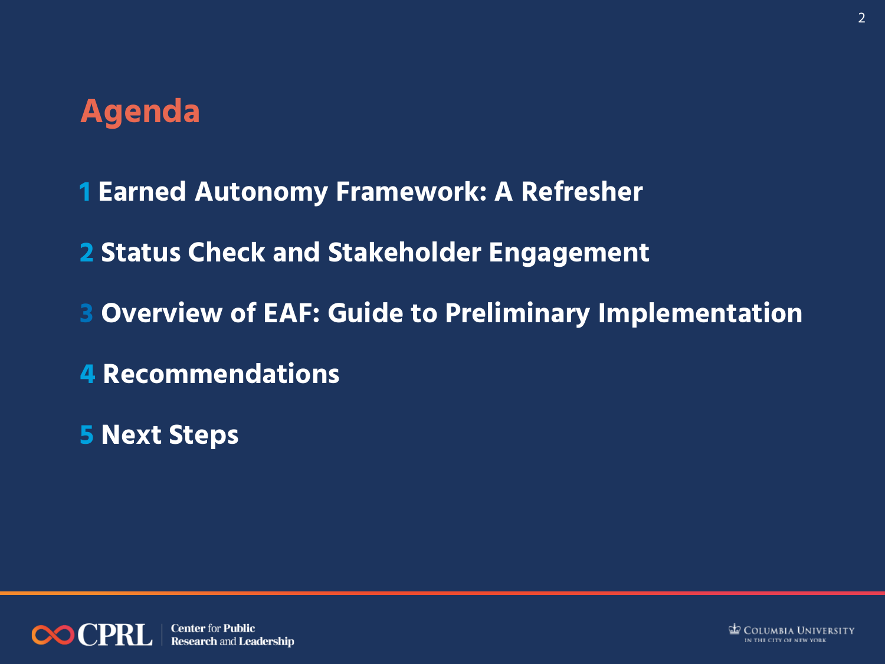# Agenda

1 Earned Autonomy Framework: A Refresher

2 Status Check and Stakeholder Engagement

3 Overview of EAF: Guide to Preliminary Implementation

4 Recommendations

5 Next Steps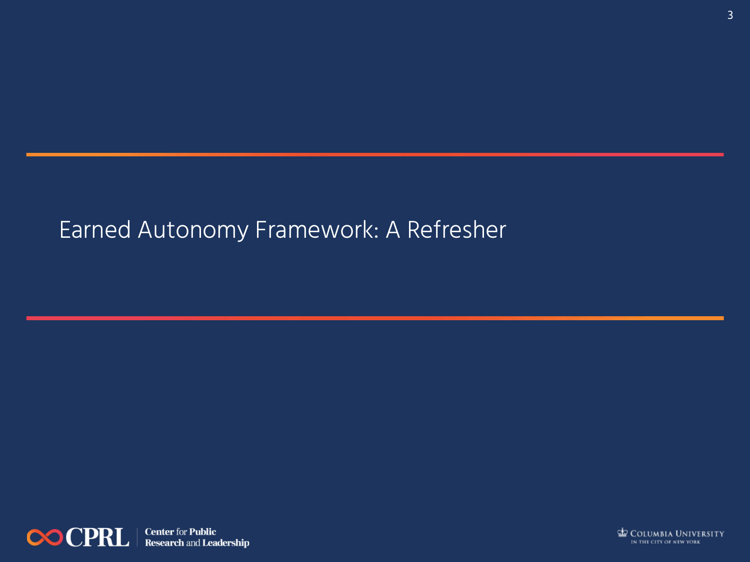# Earned Autonomy Framework: A Refresher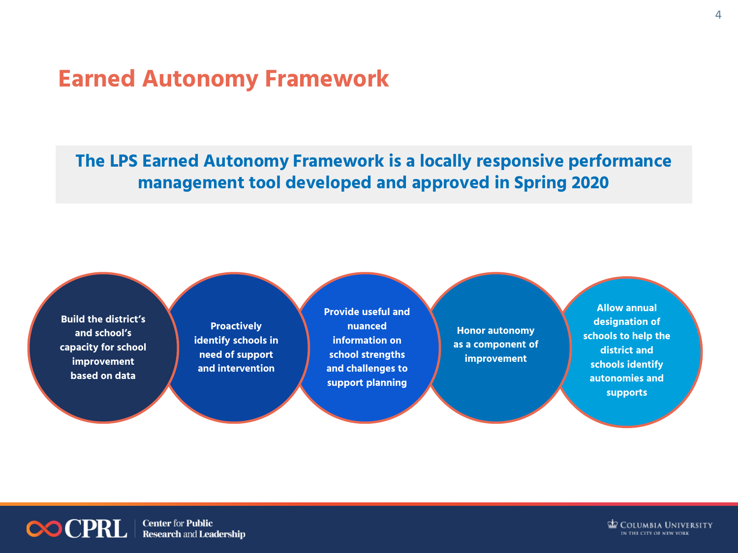# Earned Autonomy Framework

**The LPS Earned Autonomy Framework is a locally responsive performance management tool developed and approved in Spring 2020**

- **Build the district's and school's capacity for school improvement based on data**
- **Proactively identify schools in need of support and intervention**
- **Provide useful and nuanced information on school strengths and challenges to support planning**
- **Honor autonomy as a component of improvement**
- **Allow annual designation of schools to help the district and schools identify autonomies and supports**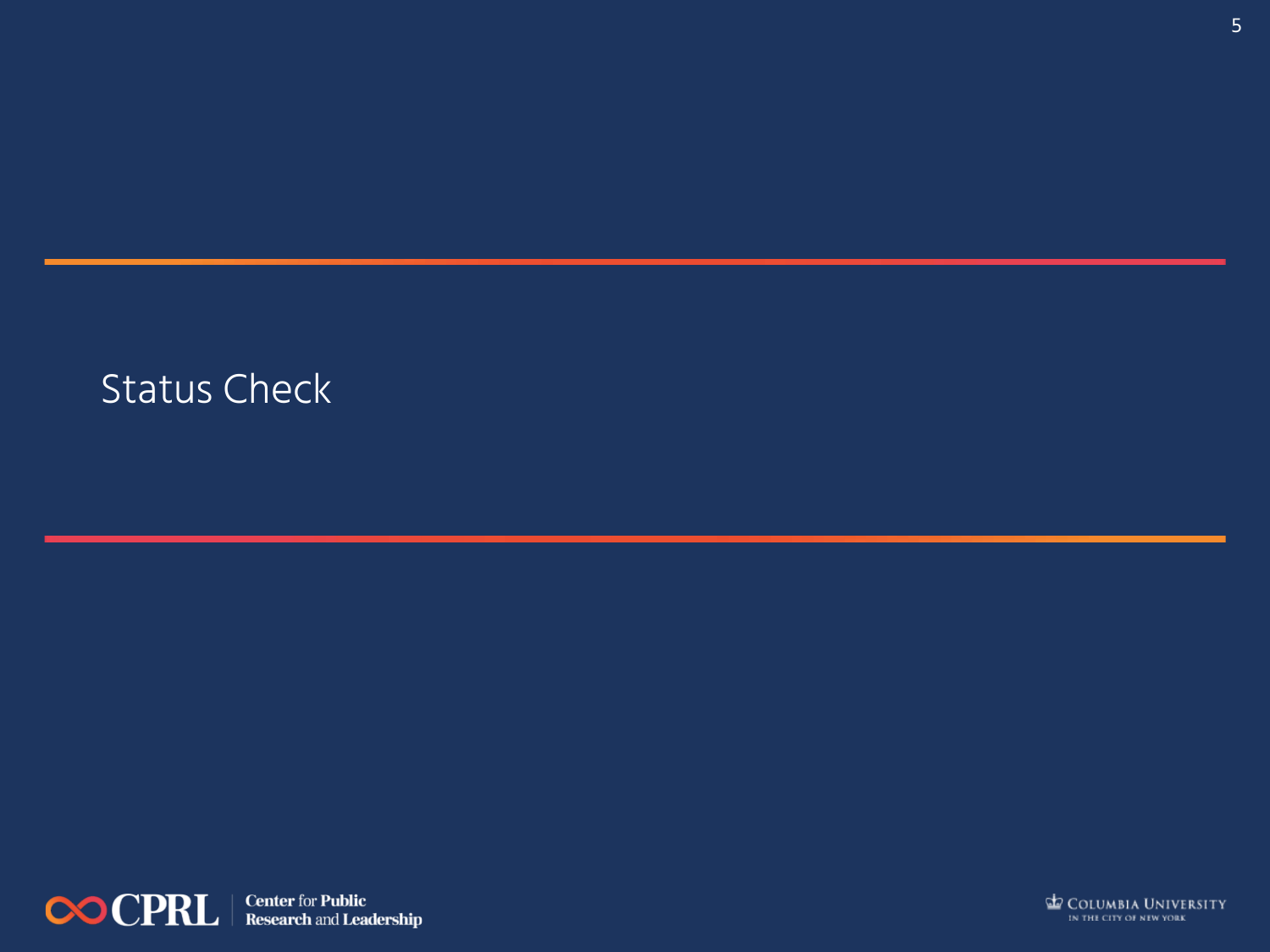# Status Check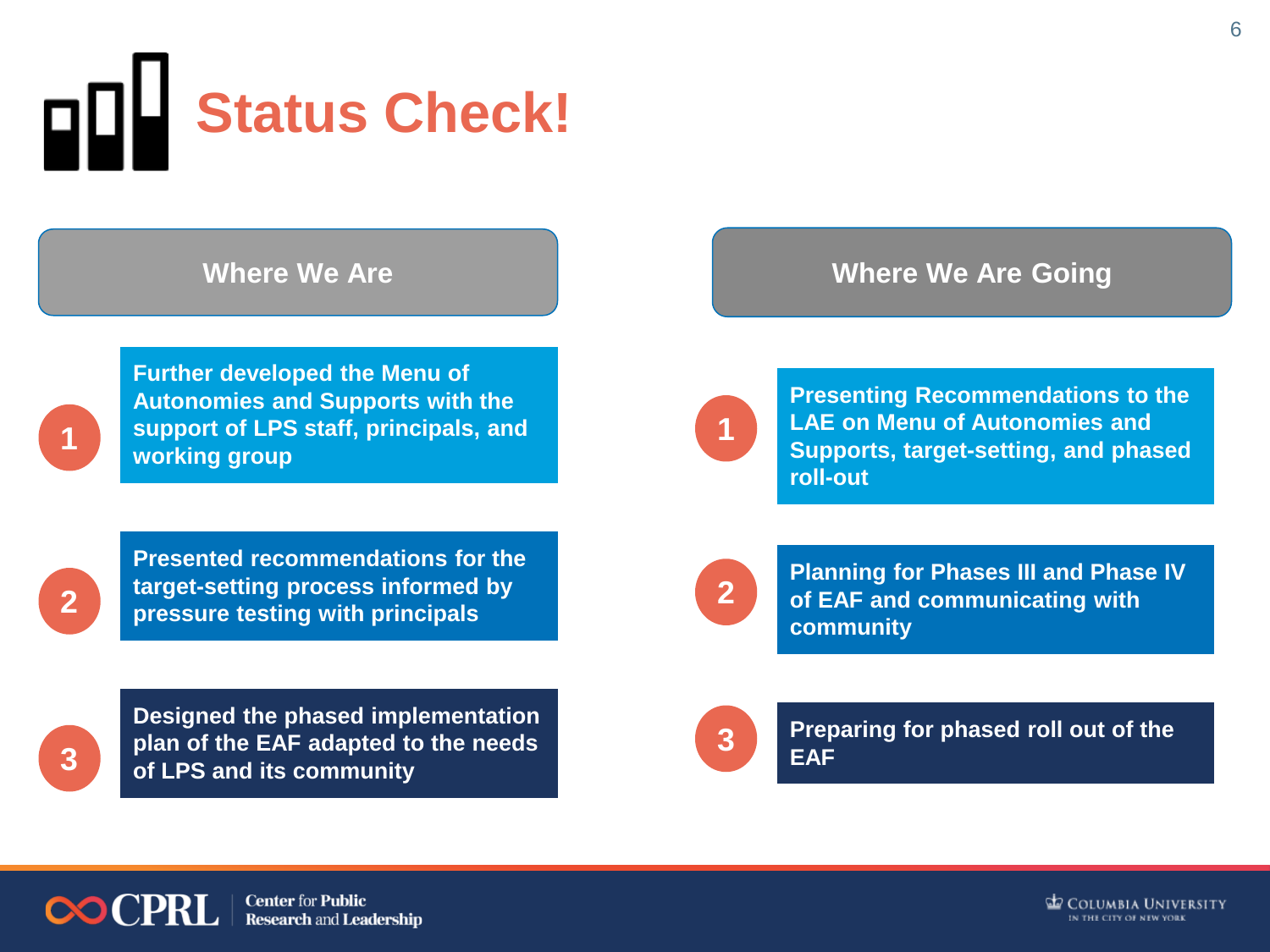# Status Check!

## Where We Are

1. Further developed the Menu of Autonomies and Supports with the support of LPS staff, principals, and working group
2. Presented recommendations for the target-setting process informed by pressure testing with principals
3. Designed the phased implementation plan of the EAF adapted to the needs of LPS and its community

## Where We Are Going

1. Presenting Recommendations to the LAE on Menu of Autonomies and Supports, target-setting, and phased roll-out
2. Planning for Phases III and Phase IV of EAF and communicating with community
3. Preparing for phased roll out of the EAF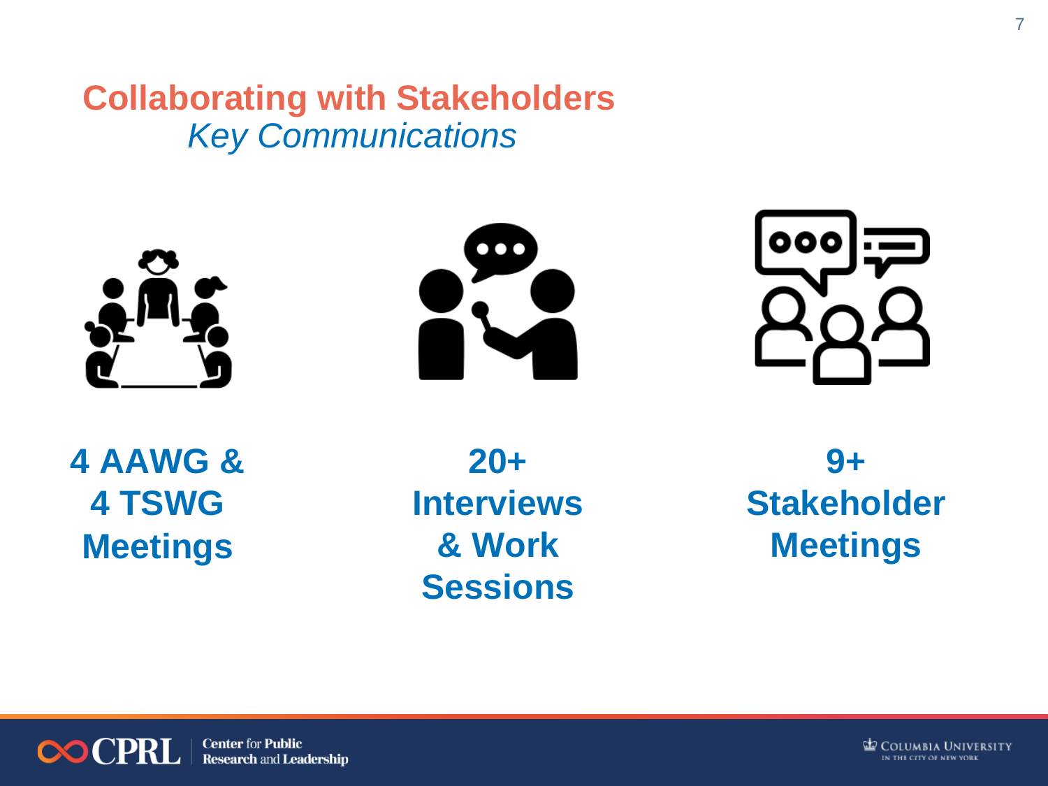# Collaborating with Stakeholders

*Key Communications*

**4 AAWG & 4 TSWG Meetings**

**20+ Interviews & Work Sessions**

**9+ Stakeholder Meetings**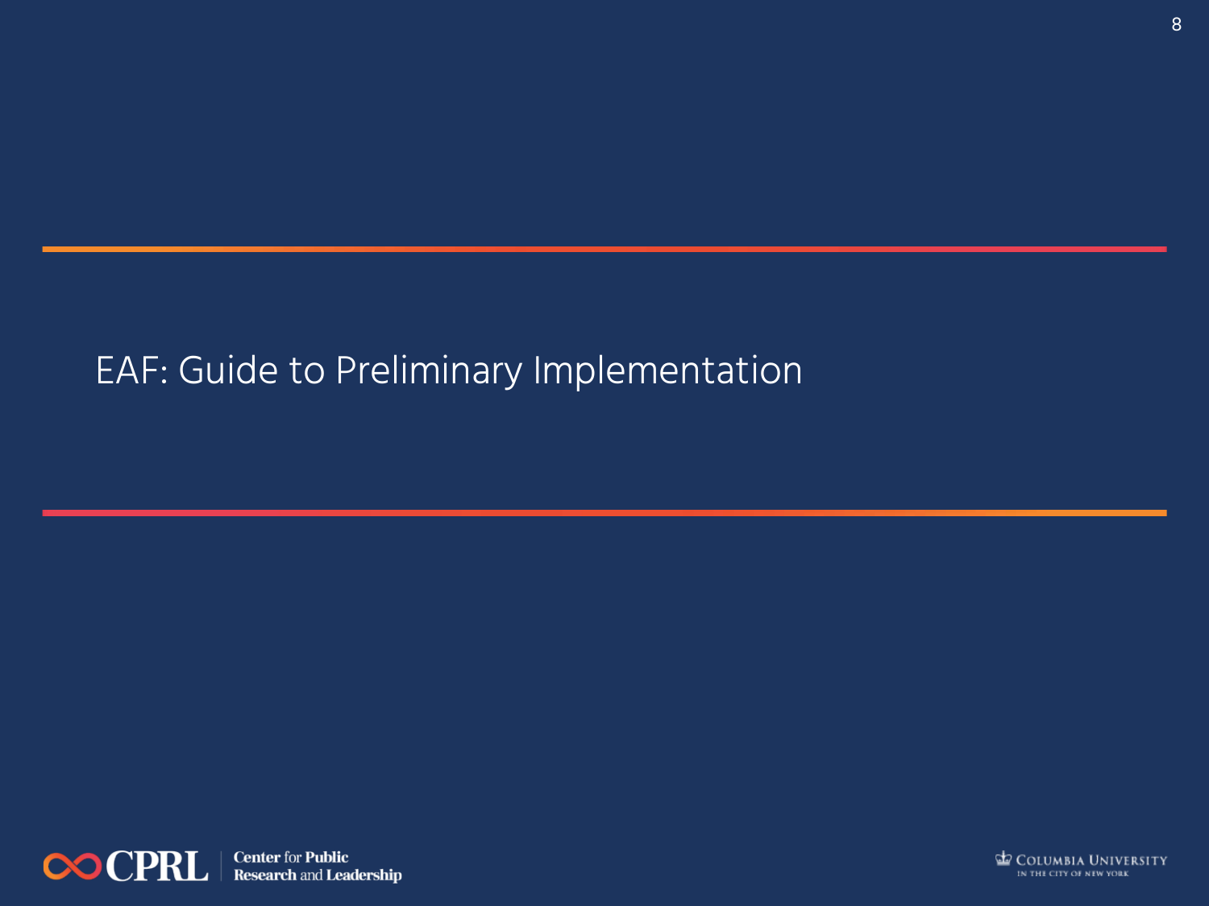# EAF: Guide to Preliminary Implementation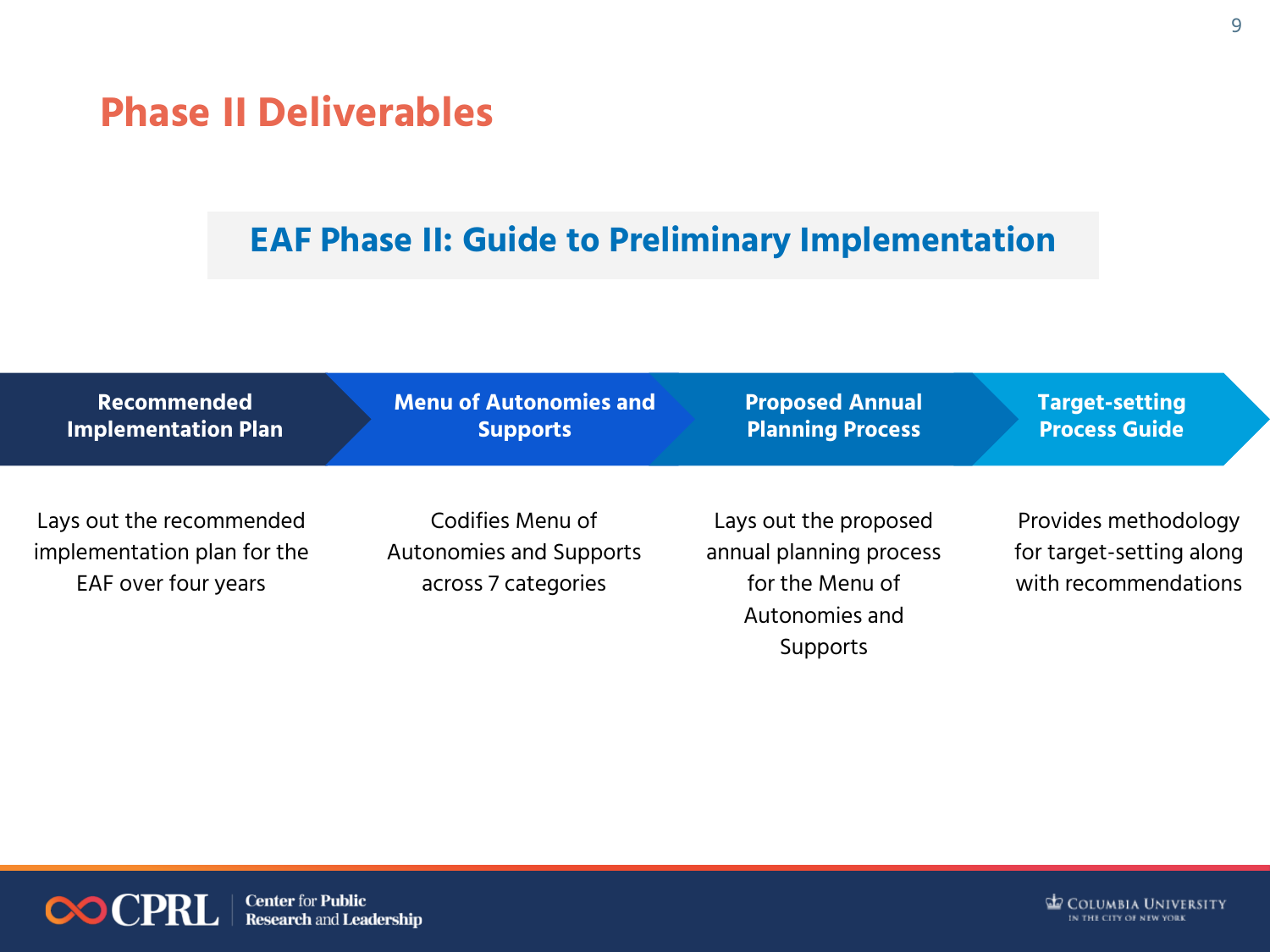# Phase II Deliverables

## EAF Phase II: Guide to Preliminary Implementation

**Recommended Implementation Plan**

Lays out the recommended implementation plan for the EAF over four years

**Menu of Autonomies and Supports**

Codifies Menu of Autonomies and Supports across 7 categories

**Proposed Annual Planning Process**

Lays out the proposed annual planning process for the Menu of Autonomies and Supports

**Target-setting Process Guide**

Provides methodology for target-setting along with recommendations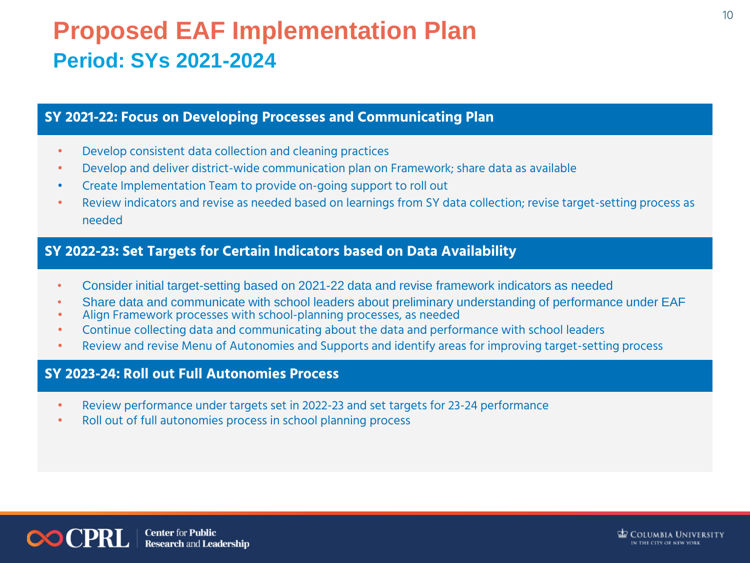# Proposed EAF Implementation Plan

## Period: SYs 2021-2024

### SY 2021-22: Focus on Developing Processes and Communicating Plan

- Develop consistent data collection and cleaning practices
- Develop and deliver district-wide communication plan on Framework; share data as available
- Create Implementation Team to provide on-going support to roll out
- Review indicators and revise as needed based on learnings from SY data collection; revise target-setting process as needed

### SY 2022-23: Set Targets for Certain Indicators based on Data Availability

- Consider initial target-setting based on 2021-22 data and revise framework indicators as needed
- Share data and communicate with school leaders about preliminary understanding of performance under EAF
- Align Framework processes with school-planning processes, as needed
- Continue collecting data and communicating about the data and performance with school leaders
- Review and revise Menu of Autonomies and Supports and identify areas for improving target-setting process

### SY 2023-24: Roll out Full Autonomies Process

- Review performance under targets set in 2022-23 and set targets for 23-24 performance
- Roll out of full autonomies process in school planning process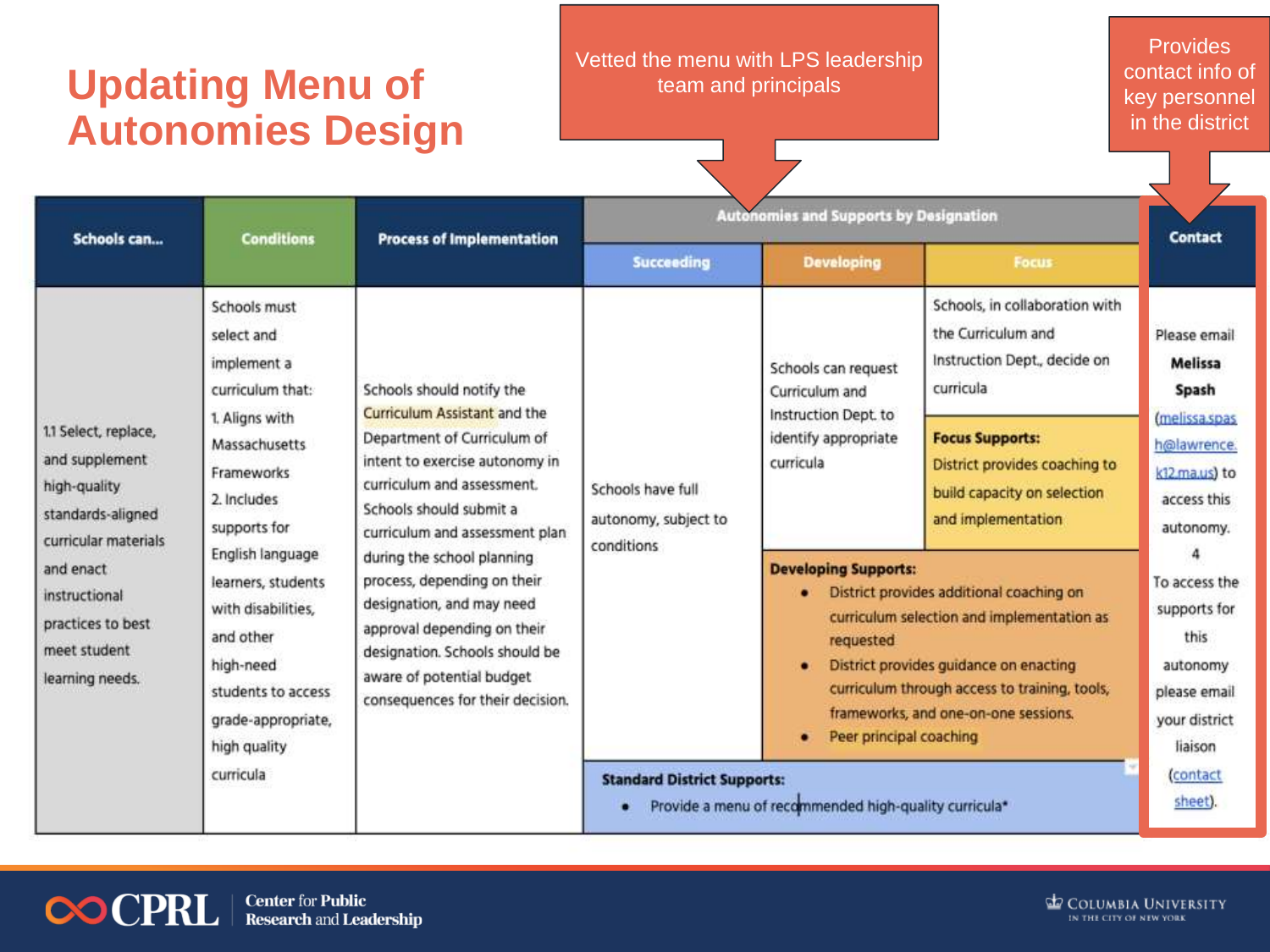# Updating Menu of Autonomies Design

Vetted the menu with LPS leadership team and principals

Provides contact info of key personnel in the district

| Schools can... | Conditions | Process of Implementation | Autonomies and Supports by Designation | | | Contact |
|---|---|---|---|---|---|---|
| | | | Succeeding | Developing | Focus | |
| 1.1 Select, replace, and supplement high-quality standards-aligned curricular materials and enact instructional practices to best meet student learning needs. | Schools must select and implement a curriculum that: 1. Aligns with Massachusetts Frameworks 2. Includes supports for English language learners, students with disabilities, and other high-need students to access grade-appropriate, high quality curricula | Schools should notify the Curriculum Assistant and the Department of Curriculum of intent to exercise autonomy in curriculum and assessment. Schools should submit a curriculum and assessment plan during the school planning process, depending on their designation, and may need approval depending on their designation. Schools should be aware of potential budget consequences for their decision. | Schools have full autonomy, subject to conditions | Schools can request Curriculum and Instruction Dept. to identify appropriate curricula | Schools, in collaboration with the Curriculum and Instruction Dept., decide on curricula<br><br>**Focus Supports:** District provides coaching to build capacity on selection and implementation | Please email **Melissa Spash** (melissa.spash@lawrence.k12.ma.us) to access this autonomy. 4 To access the supports for this autonomy please email your district liaison (contact sheet). |
| | | | | **Developing Supports:**<br>• District provides additional coaching on curriculum selection and implementation as requested<br>• District provides guidance on enacting curriculum through access to training, tools, frameworks, and one-on-one sessions.<br>• Peer principal coaching | | |
| | | | **Standard District Supports:**<br>• Provide a menu of recommended high-quality curricula* | | | |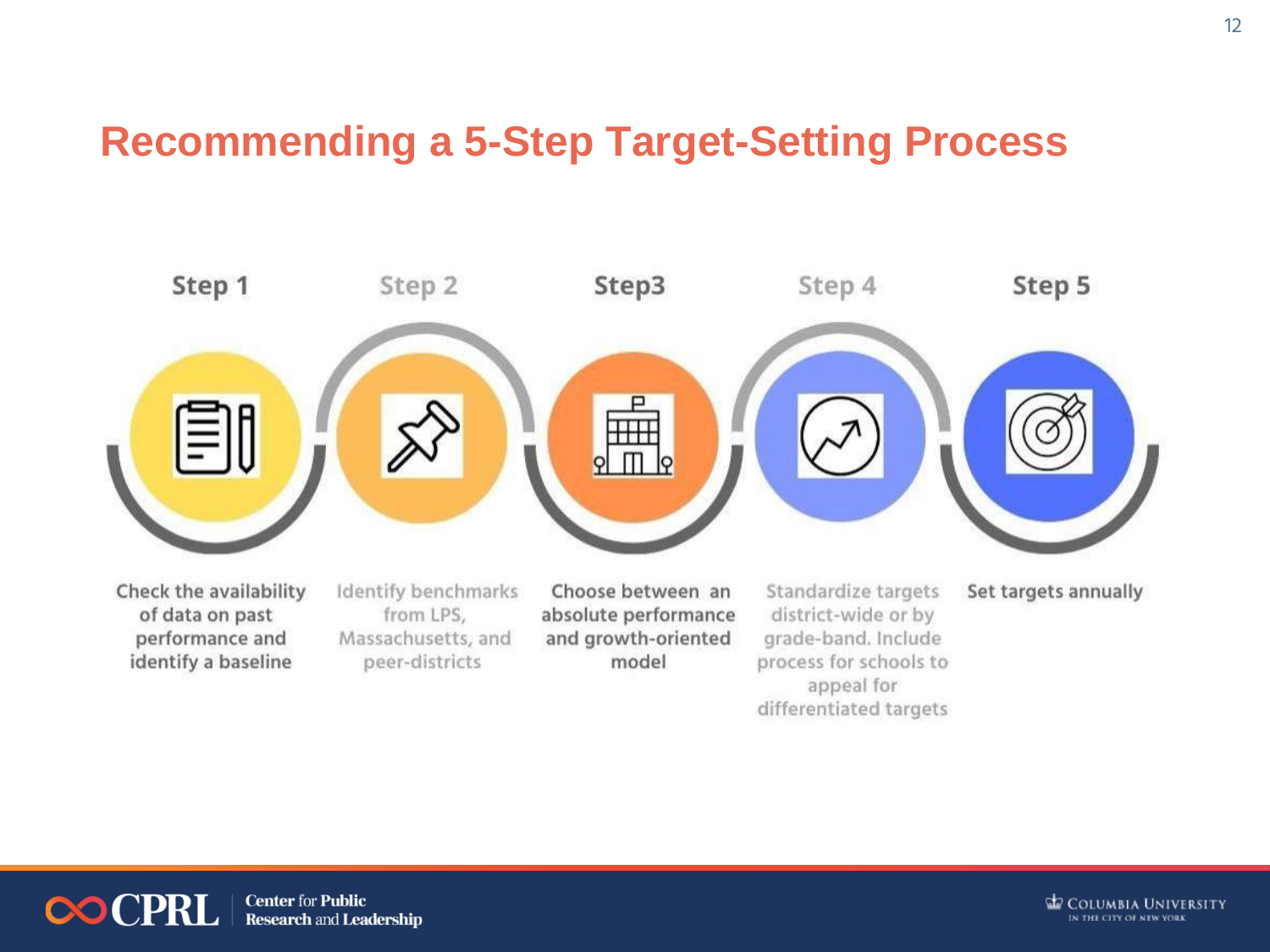# Recommending a 5-Step Target-Setting Process

**Step 1**

Check the availability of data on past performance and identify a baseline

**Step 2**

Identify benchmarks from LPS, Massachusetts, and peer-districts

**Step3**

Choose between an absolute performance and growth-oriented model

**Step 4**

Standardize targets district-wide or by grade-band. Include process for schools to appeal for differentiated targets

**Step 5**

Set targets annually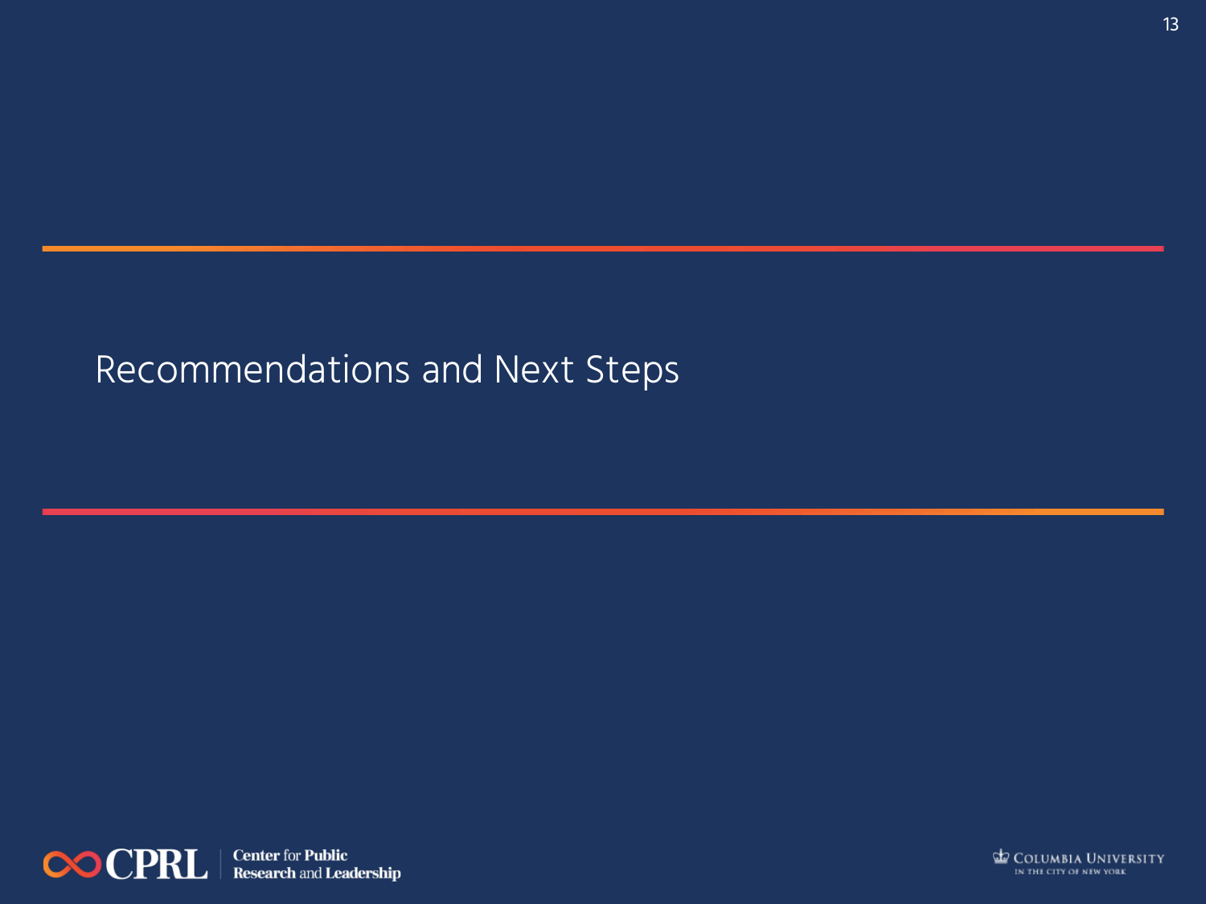# Recommendations and Next Steps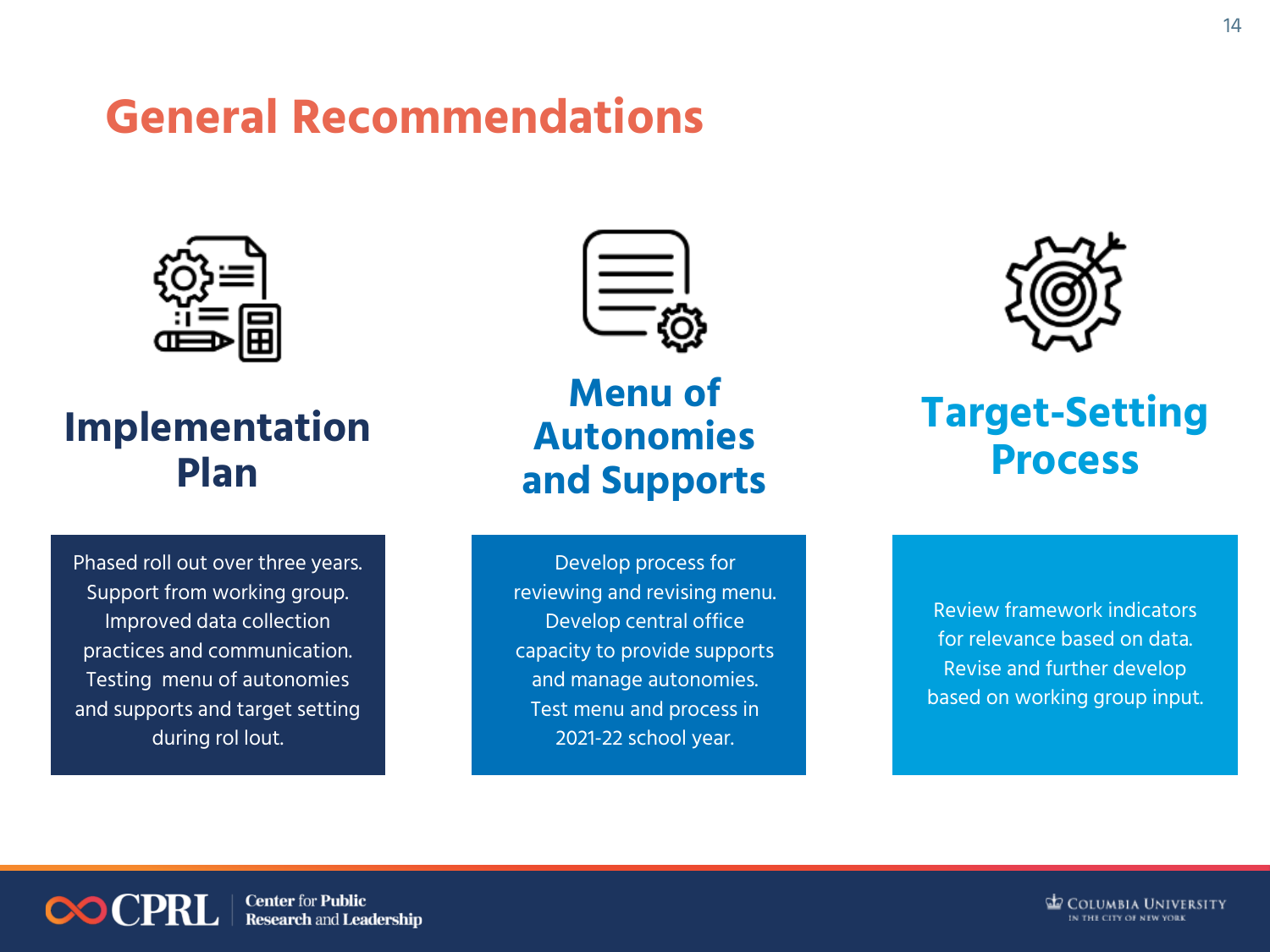# General Recommendations

## Implementation Plan

Phased roll out over three years. Support from working group. Improved data collection practices and communication. Testing menu of autonomies and supports and target setting during rol lout.

## Menu of Autonomies and Supports

Develop process for reviewing and revising menu. Develop central office capacity to provide supports and manage autonomies. Test menu and process in 2021-22 school year.

## Target-Setting Process

Review framework indicators for relevance based on data. Revise and further develop based on working group input.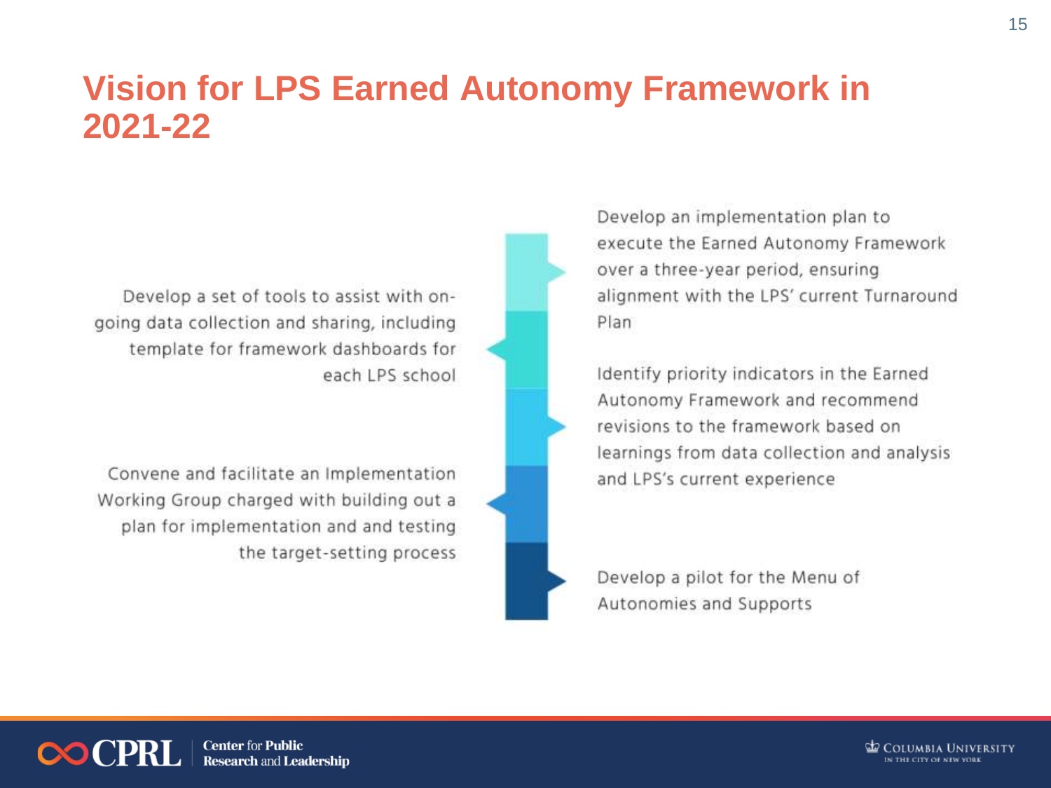# Vision for LPS Earned Autonomy Framework in 2021-22

- Develop an implementation plan to execute the Earned Autonomy Framework over a three-year period, ensuring alignment with the LPS' current Turnaround Plan
- Develop a set of tools to assist with on-going data collection and sharing, including template for framework dashboards for each LPS school
- Identify priority indicators in the Earned Autonomy Framework and recommend revisions to the framework based on learnings from data collection and analysis and LPS's current experience
- Convene and facilitate an Implementation Working Group charged with building out a plan for implementation and and testing the target-setting process
- Develop a pilot for the Menu of Autonomies and Supports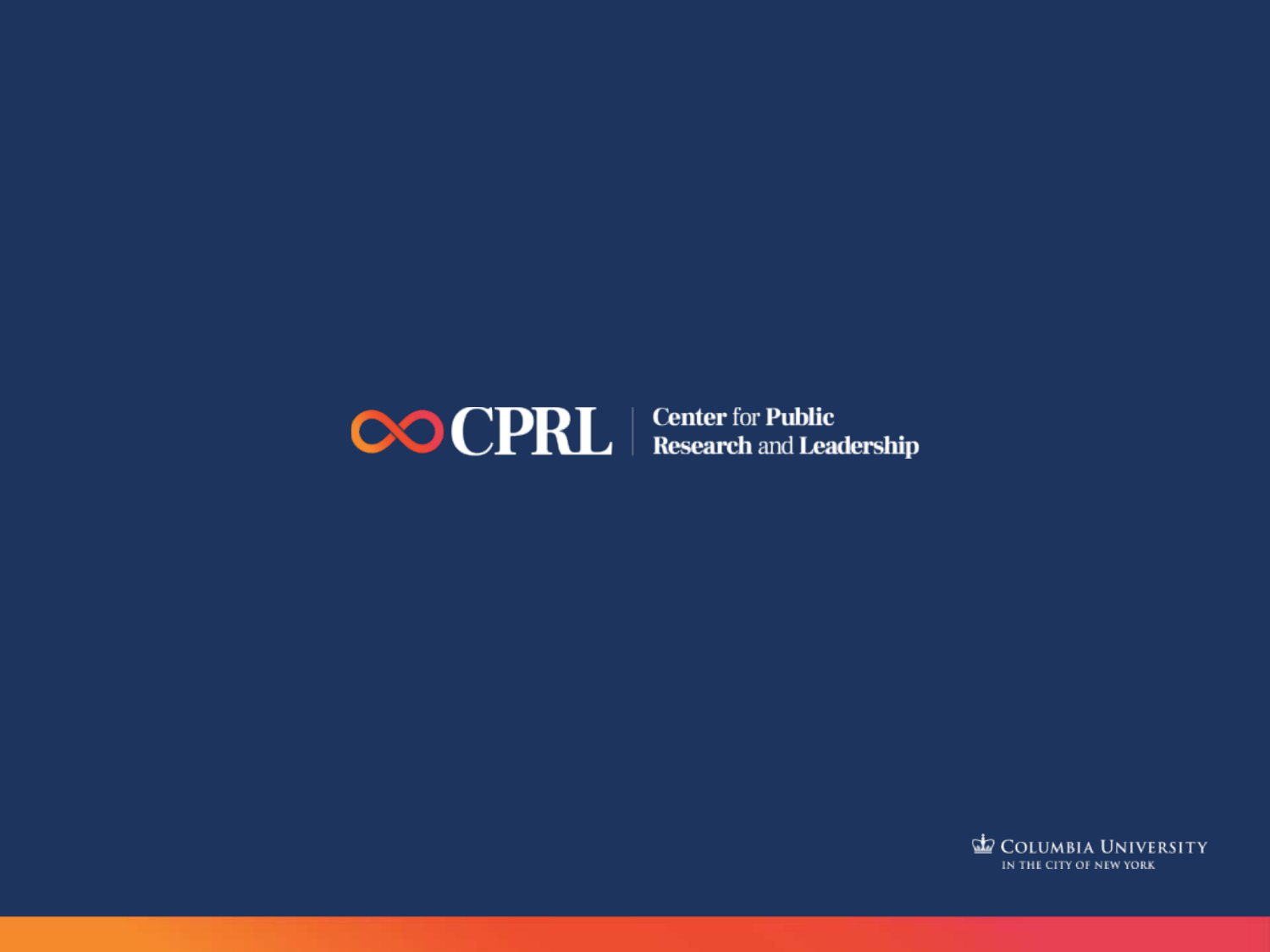CPRL | Center for Public Research and Leadership

Columbia University in the City of New York